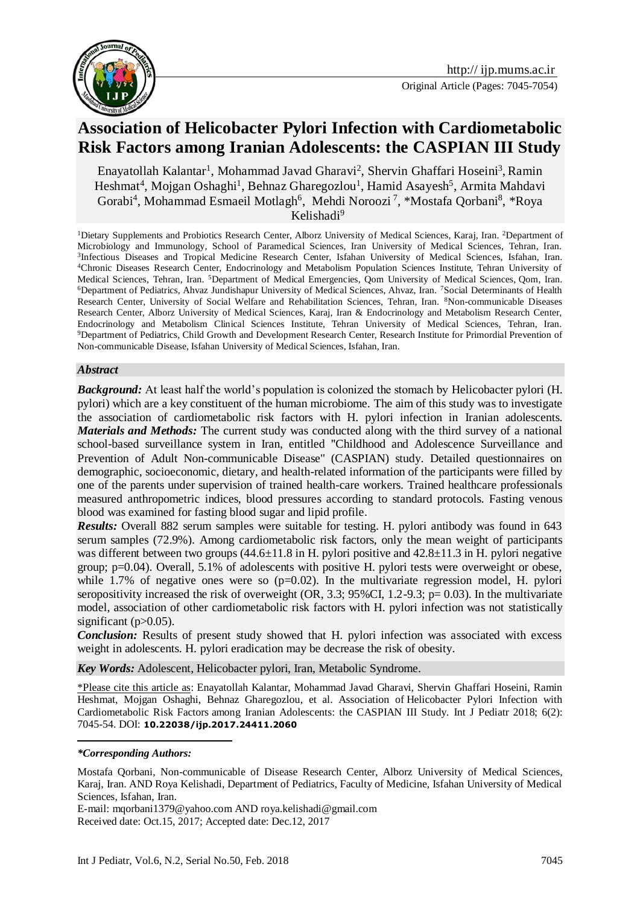Original Article (Pages: 7045-7054)

# Association of Helicobacter Pylori Infection with Cardiometabolic Risk Factors among Iranian Adolescents: the CASPIAN III Study

Enayatollah Kalantar[1], Mohammad Javad Gharavi[2], Shervin Ghaffari Hoseini[3], Ramin Heshmat[4], Mojgan Oshaghi[1], Behnaz Gharegozlou[1], Hamid Asayesh[5], Armita Mahdavi Gorabi[4], Mohammad Esmaeil Motlagh[6], Mehdi Noroozi[7], *Mostafa Qorbani[8], *Roya Kelishadi[9]

[1]Dietary Supplements and Probiotics Research Center, Alborz University of Medical Sciences, Karaj, Iran. [2]Department of Microbiology and Immunology, School of Paramedical Sciences, Iran University of Medical Sciences, Tehran, Iran. [3]Infectious Diseases and Tropical Medicine Research Center, Isfahan University of Medical Sciences, Isfahan, Iran. [4]Chronic Diseases Research Center, Endocrinology and Metabolism Population Sciences Institute, Tehran University of Medical Sciences, Tehran, Iran. [5]Department of Medical Emergencies, Qom University of Medical Sciences, Qom, Iran. [6]Department of Pediatrics, Ahvaz Jundishapur University of Medical Sciences, Ahvaz, Iran. [7]Social Determinants of Health Research Center, University of Social Welfare and Rehabilitation Sciences, Tehran, Iran. [8]Non-communicable Diseases Research Center, Alborz University of Medical Sciences, Karaj, Iran & Endocrinology and Metabolism Research Center, Endocrinology and Metabolism Clinical Sciences Institute, Tehran University of Medical Sciences, Tehran, Iran. [9]Department of Pediatrics, Child Growth and Development Research Center, Research Institute for Primordial Prevention of Non-communicable Disease, Isfahan University of Medical Sciences, Isfahan, Iran.

### *Abstract*

***Background:*** At least half the world's population is colonized the stomach by Helicobacter pylori (H. pylori) which are a key constituent of the human microbiome. The aim of this study was to investigate the association of cardiometabolic risk factors with H. pylori infection in Iranian adolescents.

***Materials and Methods:*** The current study was conducted along with the third survey of a national school-based surveillance system in Iran, entitled "Childhood and Adolescence Surveillance and Prevention of Adult Non-communicable Disease" (CASPIAN) study. Detailed questionnaires on demographic, socioeconomic, dietary, and health-related information of the participants were filled by one of the parents under supervision of trained health-care workers. Trained healthcare professionals measured anthropometric indices, blood pressures according to standard protocols. Fasting venous blood was examined for fasting blood sugar and lipid profile.

***Results:*** Overall 882 serum samples were suitable for testing. H. pylori antibody was found in 643 serum samples (72.9%). Among cardiometabolic risk factors, only the mean weight of participants was different between two groups (44.6±11.8 in H. pylori positive and 42.8±11.3 in H. pylori negative group; p=0.04). Overall, 5.1% of adolescents with positive H. pylori tests were overweight or obese, while 1.7% of negative ones were so (p=0.02). In the multivariate regression model, H. pylori seropositivity increased the risk of overweight (OR, 3.3; 95%CI, 1.2-9.3; p= 0.03). In the multivariate model, association of other cardiometabolic risk factors with H. pylori infection was not statistically significant (p>0.05).

***Conclusion:*** Results of present study showed that H. pylori infection was associated with excess weight in adolescents. H. pylori eradication may be decrease the risk of obesity.

***Key Words:*** Adolescent, Helicobacter pylori, Iran, Metabolic Syndrome.

\*Please cite this article as: Enayatollah Kalantar, Mohammad Javad Gharavi, Shervin Ghaffari Hoseini, Ramin Heshmat, Mojgan Oshaghi, Behnaz Gharegozlou, et al. Association of Helicobacter Pylori Infection with Cardiometabolic Risk Factors among Iranian Adolescents: the CASPIAN III Study. Int J Pediatr 2018; 6(2): 7045-54. DOI: **10.22038/ijp.2017.24411.2060**

***\*Corresponding Authors:***

Mostafa Qorbani, Non-communicable of Disease Research Center, Alborz University of Medical Sciences, Karaj, Iran. AND Roya Kelishadi, Department of Pediatrics, Faculty of Medicine, Isfahan University of Medical Sciences, Isfahan, Iran.

E-mail: mqorbani1379@yahoo.com AND roya.kelishadi@gmail.com

Received date: Oct.15, 2017; Accepted date: Dec.12, 2017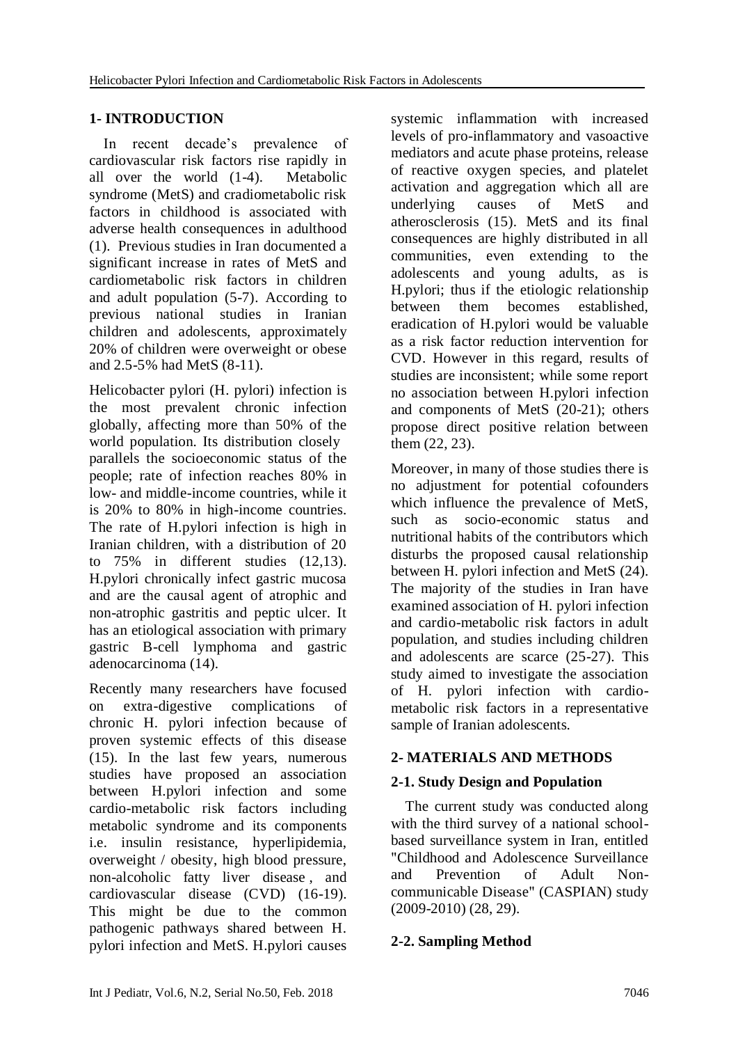## 1- INTRODUCTION

In recent decade's prevalence of cardiovascular risk factors rise rapidly in all over the world (1-4). Metabolic syndrome (MetS) and cradiometabolic risk factors in childhood is associated with adverse health consequences in adulthood (1). Previous studies in Iran documented a significant increase in rates of MetS and cardiometabolic risk factors in children and adult population (5-7). According to previous national studies in Iranian children and adolescents, approximately 20% of children were overweight or obese and 2.5-5% had MetS (8-11).

Helicobacter pylori (H. pylori) infection is the most prevalent chronic infection globally, affecting more than 50% of the world population. Its distribution closely parallels the socioeconomic status of the people; rate of infection reaches 80% in low- and middle-income countries, while it is 20% to 80% in high-income countries. The rate of H.pylori infection is high in Iranian children, with a distribution of 20 to 75% in different studies (12,13). H.pylori chronically infect gastric mucosa and are the causal agent of atrophic and non-atrophic gastritis and peptic ulcer. It has an etiological association with primary gastric B-cell lymphoma and gastric adenocarcinoma (14).

Recently many researchers have focused on extra-digestive complications of chronic H. pylori infection because of proven systemic effects of this disease (15). In the last few years, numerous studies have proposed an association between H.pylori infection and some cardio-metabolic risk factors including metabolic syndrome and its components i.e. insulin resistance, hyperlipidemia, overweight / obesity, high blood pressure, non-alcoholic fatty liver disease , and cardiovascular disease (CVD) (16-19). This might be due to the common pathogenic pathways shared between H. pylori infection and MetS. H.pylori causes systemic inflammation with increased levels of pro-inflammatory and vasoactive mediators and acute phase proteins, release of reactive oxygen species, and platelet activation and aggregation which all are underlying causes of MetS and atherosclerosis (15). MetS and its final consequences are highly distributed in all communities, even extending to the adolescents and young adults, as is H.pylori; thus if the etiologic relationship between them becomes established, eradication of H.pylori would be valuable as a risk factor reduction intervention for CVD. However in this regard, results of studies are inconsistent; while some report no association between H.pylori infection and components of MetS (20-21); others propose direct positive relation between them (22, 23).

Moreover, in many of those studies there is no adjustment for potential cofounders which influence the prevalence of MetS, such as socio-economic status and nutritional habits of the contributors which disturbs the proposed causal relationship between H. pylori infection and MetS (24). The majority of the studies in Iran have examined association of H. pylori infection and cardio-metabolic risk factors in adult population, and studies including children and adolescents are scarce (25-27). This study aimed to investigate the association of H. pylori infection with cardio-metabolic risk factors in a representative sample of Iranian adolescents.

## 2- MATERIALS AND METHODS

### 2-1. Study Design and Population

The current study was conducted along with the third survey of a national school-based surveillance system in Iran, entitled "Childhood and Adolescence Surveillance and Prevention of Adult Non-communicable Disease" (CASPIAN) study (2009-2010) (28, 29).

### 2-2. Sampling Method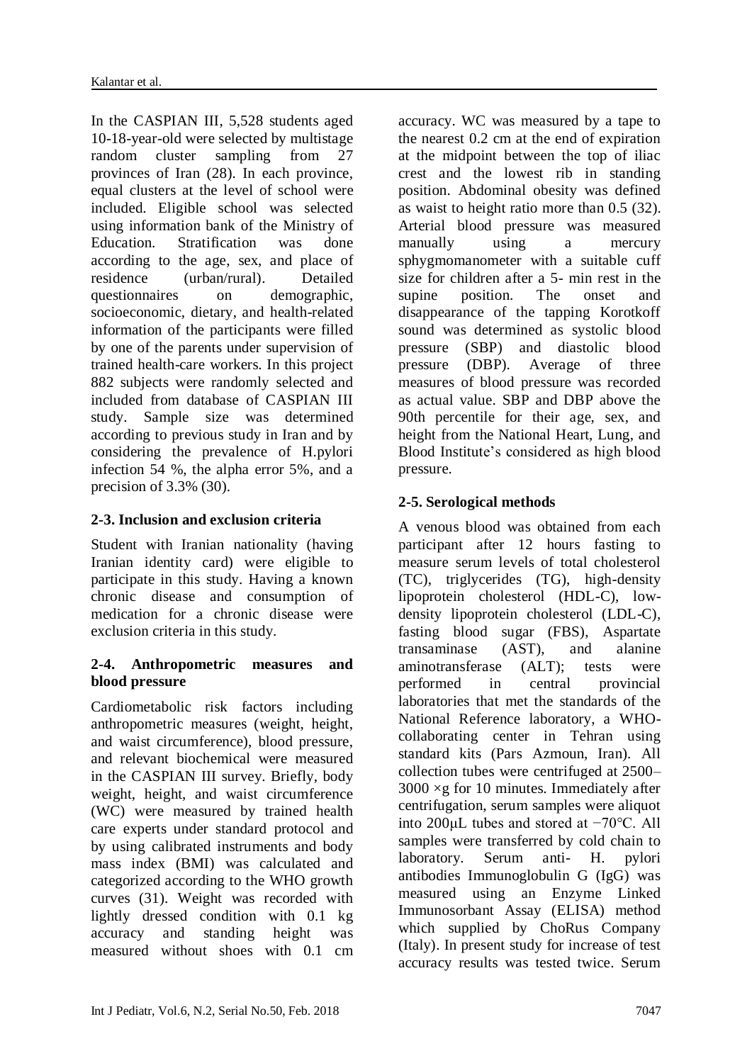In the CASPIAN III, 5,528 students aged 10-18-year-old were selected by multistage random cluster sampling from 27 provinces of Iran (28). In each province, equal clusters at the level of school were included. Eligible school was selected using information bank of the Ministry of Education. Stratification was done according to the age, sex, and place of residence (urban/rural). Detailed questionnaires on demographic, socioeconomic, dietary, and health-related information of the participants were filled by one of the parents under supervision of trained health-care workers. In this project 882 subjects were randomly selected and included from database of CASPIAN III study. Sample size was determined according to previous study in Iran and by considering the prevalence of H.pylori infection 54 %, the alpha error 5%, and a precision of 3.3% (30).

### 2-3. Inclusion and exclusion criteria

Student with Iranian nationality (having Iranian identity card) were eligible to participate in this study. Having a known chronic disease and consumption of medication for a chronic disease were exclusion criteria in this study.

### 2-4. Anthropometric measures and blood pressure

Cardiometabolic risk factors including anthropometric measures (weight, height, and waist circumference), blood pressure, and relevant biochemical were measured in the CASPIAN III survey. Briefly, body weight, height, and waist circumference (WC) were measured by trained health care experts under standard protocol and by using calibrated instruments and body mass index (BMI) was calculated and categorized according to the WHO growth curves (31). Weight was recorded with lightly dressed condition with 0.1 kg accuracy and standing height was measured without shoes with 0.1 cm accuracy. WC was measured by a tape to the nearest 0.2 cm at the end of expiration at the midpoint between the top of iliac crest and the lowest rib in standing position. Abdominal obesity was defined as waist to height ratio more than 0.5 (32). Arterial blood pressure was measured manually using a mercury sphygmomanometer with a suitable cuff size for children after a 5- min rest in the supine position. The onset and disappearance of the tapping Korotkoff sound was determined as systolic blood pressure (SBP) and diastolic blood pressure (DBP). Average of three measures of blood pressure was recorded as actual value. SBP and DBP above the 90th percentile for their age, sex, and height from the National Heart, Lung, and Blood Institute's considered as high blood pressure.

### 2-5. Serological methods

A venous blood was obtained from each participant after 12 hours fasting to measure serum levels of total cholesterol (TC), triglycerides (TG), high-density lipoprotein cholesterol (HDL-C), low-density lipoprotein cholesterol (LDL-C), fasting blood sugar (FBS), Aspartate transaminase (AST), and alanine aminotransferase (ALT); tests were performed in central provincial laboratories that met the standards of the National Reference laboratory, a WHO-collaborating center in Tehran using standard kits (Pars Azmoun, Iran). All collection tubes were centrifuged at 2500–3000 ×g for 10 minutes. Immediately after centrifugation, serum samples were aliquot into 200μL tubes and stored at −70°C. All samples were transferred by cold chain to laboratory. Serum anti- H. pylori antibodies Immunoglobulin G (IgG) was measured using an Enzyme Linked Immunosorbant Assay (ELISA) method which supplied by ChoRus Company (Italy). In present study for increase of test accuracy results was tested twice. Serum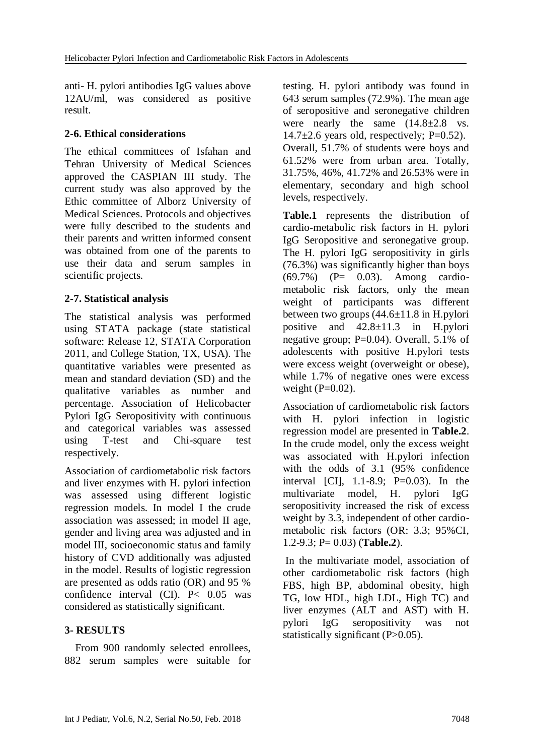anti- H. pylori antibodies IgG values above 12AU/ml, was considered as positive result.

### 2-6. Ethical considerations

The ethical committees of Isfahan and Tehran University of Medical Sciences approved the CASPIAN III study. The current study was also approved by the Ethic committee of Alborz University of Medical Sciences. Protocols and objectives were fully described to the students and their parents and written informed consent was obtained from one of the parents to use their data and serum samples in scientific projects.

### 2-7. Statistical analysis

The statistical analysis was performed using STATA package (state statistical software: Release 12, STATA Corporation 2011, and College Station, TX, USA). The quantitative variables were presented as mean and standard deviation (SD) and the qualitative variables as number and percentage. Association of Helicobacter Pylori IgG Seropositivity with continuous and categorical variables was assessed using T-test and Chi-square test respectively.

Association of cardiometabolic risk factors and liver enzymes with H. pylori infection was assessed using different logistic regression models. In model I the crude association was assessed; in model II age, gender and living area was adjusted and in model III, socioeconomic status and family history of CVD additionally was adjusted in the model. Results of logistic regression are presented as odds ratio (OR) and 95 % confidence interval (CI). P< 0.05 was considered as statistically significant.

## 3- RESULTS

From 900 randomly selected enrollees, 882 serum samples were suitable for testing. H. pylori antibody was found in 643 serum samples (72.9%). The mean age of seropositive and seronegative children were nearly the same (14.8±2.8 vs. 14.7±2.6 years old, respectively; P=0.52). Overall, 51.7% of students were boys and 61.52% were from urban area. Totally, 31.75%, 46%, 41.72% and 26.53% were in elementary, secondary and high school levels, respectively.

**Table.1** represents the distribution of cardio-metabolic risk factors in H. pylori IgG Seropositive and seronegative group. The H. pylori IgG seropositivity in girls (76.3%) was significantly higher than boys (69.7%) (P= 0.03). Among cardio-metabolic risk factors, only the mean weight of participants was different between two groups (44.6±11.8 in H.pylori positive and 42.8±11.3 in H.pylori negative group; P=0.04). Overall, 5.1% of adolescents with positive H.pylori tests were excess weight (overweight or obese), while 1.7% of negative ones were excess weight (P=0.02).

Association of cardiometabolic risk factors with H. pylori infection in logistic regression model are presented in **Table.2**. In the crude model, only the excess weight was associated with H.pylori infection with the odds of 3.1 (95% confidence interval [CI], 1.1-8.9; P=0.03). In the multivariate model, H. pylori IgG seropositivity increased the risk of excess weight by 3.3, independent of other cardio-metabolic risk factors (OR: 3.3; 95%CI, 1.2-9.3; P= 0.03) (**Table.2**).

In the multivariate model, association of other cardiometabolic risk factors (high FBS, high BP, abdominal obesity, high TG, low HDL, high LDL, High TC) and liver enzymes (ALT and AST) with H. pylori IgG seropositivity was not statistically significant (P>0.05).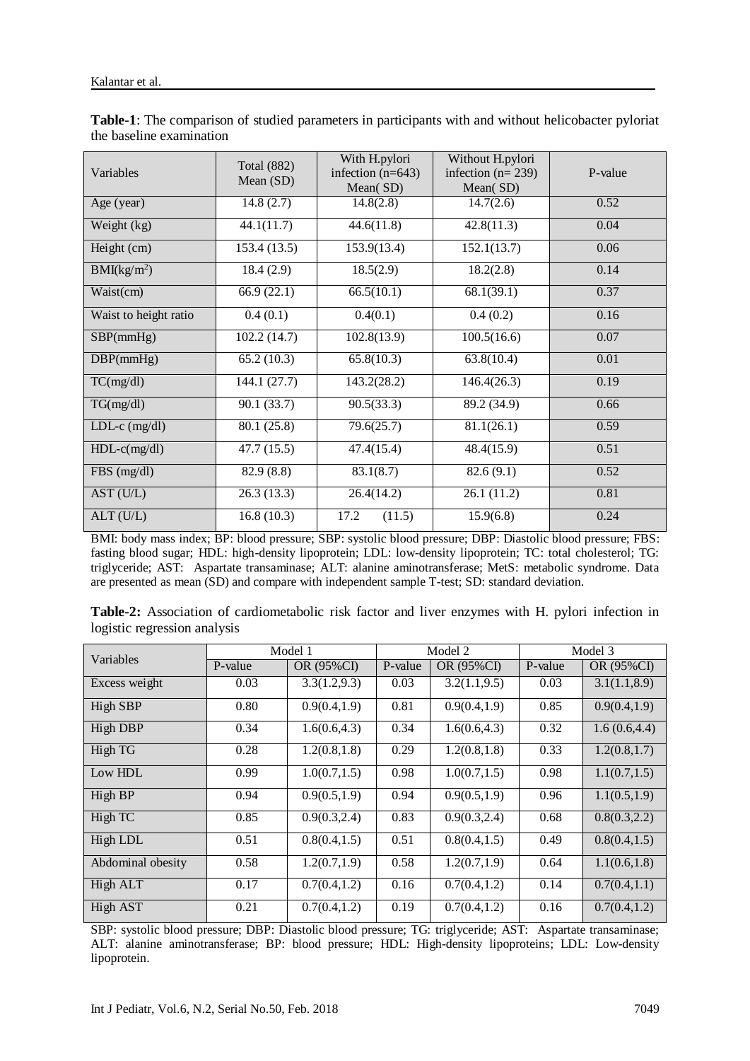**Table-1**: The comparison of studied parameters in participants with and without helicobacter pyloriat the baseline examination

| Variables | Total (882) Mean (SD) | With H.pylori infection (n=643) Mean( SD) | Without H.pylori infection (n= 239) Mean( SD) | P-value |
|---|---|---|---|---|
| Age (year) | 14.8 (2.7) | 14.8(2.8) | 14.7(2.6) | 0.52 |
| Weight (kg) | 44.1(11.7) | 44.6(11.8) | 42.8(11.3) | 0.04 |
| Height (cm) | 153.4 (13.5) | 153.9(13.4) | 152.1(13.7) | 0.06 |
| BMI($kg/m^2$) | 18.4 (2.9) | 18.5(2.9) | 18.2(2.8) | 0.14 |
| Waist(cm) | 66.9 (22.1) | 66.5(10.1) | 68.1(39.1) | 0.37 |
| Waist to height ratio | 0.4 (0.1) | 0.4(0.1) | 0.4 (0.2) | 0.16 |
| SBP(mmHg) | 102.2 (14.7) | 102.8(13.9) | 100.5(16.6) | 0.07 |
| DBP(mmHg) | 65.2 (10.3) | 65.8(10.3) | 63.8(10.4) | 0.01 |
| TC(mg/dl) | 144.1 (27.7) | 143.2(28.2) | 146.4(26.3) | 0.19 |
| TG(mg/dl) | 90.1 (33.7) | 90.5(33.3) | 89.2 (34.9) | 0.66 |
| LDL-c (mg/dl) | 80.1 (25.8) | 79.6(25.7) | 81.1(26.1) | 0.59 |
| HDL-c(mg/dl) | 47.7 (15.5) | 47.4(15.4) | 48.4(15.9) | 0.51 |
| FBS (mg/dl) | 82.9 (8.8) | 83.1(8.7) | 82.6 (9.1) | 0.52 |
| AST (U/L) | 26.3 (13.3) | 26.4(14.2) | 26.1 (11.2) | 0.81 |
| ALT (U/L) | 16.8 (10.3) | 17.2 (11.5) | 15.9(6.8) | 0.24 |

BMI: body mass index; BP: blood pressure; SBP: systolic blood pressure; DBP: Diastolic blood pressure; FBS: fasting blood sugar; HDL: high-density lipoprotein; LDL: low-density lipoprotein; TC: total cholesterol; TG: triglyceride; AST: Aspartate transaminase; ALT: alanine aminotransferase; MetS: metabolic syndrome. Data are presented as mean (SD) and compare with independent sample T-test; SD: standard deviation.

**Table-2:** Association of cardiometabolic risk factor and liver enzymes with H. pylori infection in logistic regression analysis

| Variables | Model 1 | | Model 2 | | Model 3 | |
|---|---|---|---|---|---|---|
| | P-value | OR (95%CI) | P-value | OR (95%CI) | P-value | OR (95%CI) |
| Excess weight | 0.03 | 3.3(1.2,9.3) | 0.03 | 3.2(1.1,9.5) | 0.03 | 3.1(1.1,8.9) |
| High SBP | 0.80 | 0.9(0.4,1.9) | 0.81 | 0.9(0.4,1.9) | 0.85 | 0.9(0.4,1.9) |
| High DBP | 0.34 | 1.6(0.6,4.3) | 0.34 | 1.6(0.6,4.3) | 0.32 | 1.6 (0.6,4.4) |
| High TG | 0.28 | 1.2(0.8,1.8) | 0.29 | 1.2(0.8,1.8) | 0.33 | 1.2(0.8,1.7) |
| Low HDL | 0.99 | 1.0(0.7,1.5) | 0.98 | 1.0(0.7,1.5) | 0.98 | 1.1(0.7,1.5) |
| High BP | 0.94 | 0.9(0.5,1.9) | 0.94 | 0.9(0.5,1.9) | 0.96 | 1.1(0.5,1.9) |
| High TC | 0.85 | 0.9(0.3,2.4) | 0.83 | 0.9(0.3,2.4) | 0.68 | 0.8(0.3,2.2) |
| High LDL | 0.51 | 0.8(0.4,1.5) | 0.51 | 0.8(0.4,1.5) | 0.49 | 0.8(0.4,1.5) |
| Abdominal obesity | 0.58 | 1.2(0.7,1.9) | 0.58 | 1.2(0.7,1.9) | 0.64 | 1.1(0.6,1.8) |
| High ALT | 0.17 | 0.7(0.4,1.2) | 0.16 | 0.7(0.4,1.2) | 0.14 | 0.7(0.4,1.1) |
| High AST | 0.21 | 0.7(0.4,1.2) | 0.19 | 0.7(0.4,1.2) | 0.16 | 0.7(0.4,1.2) |

SBP: systolic blood pressure; DBP: Diastolic blood pressure; TG: triglyceride; AST: Aspartate transaminase; ALT: alanine aminotransferase; BP: blood pressure; HDL: High-density lipoproteins; LDL: Low-density lipoprotein.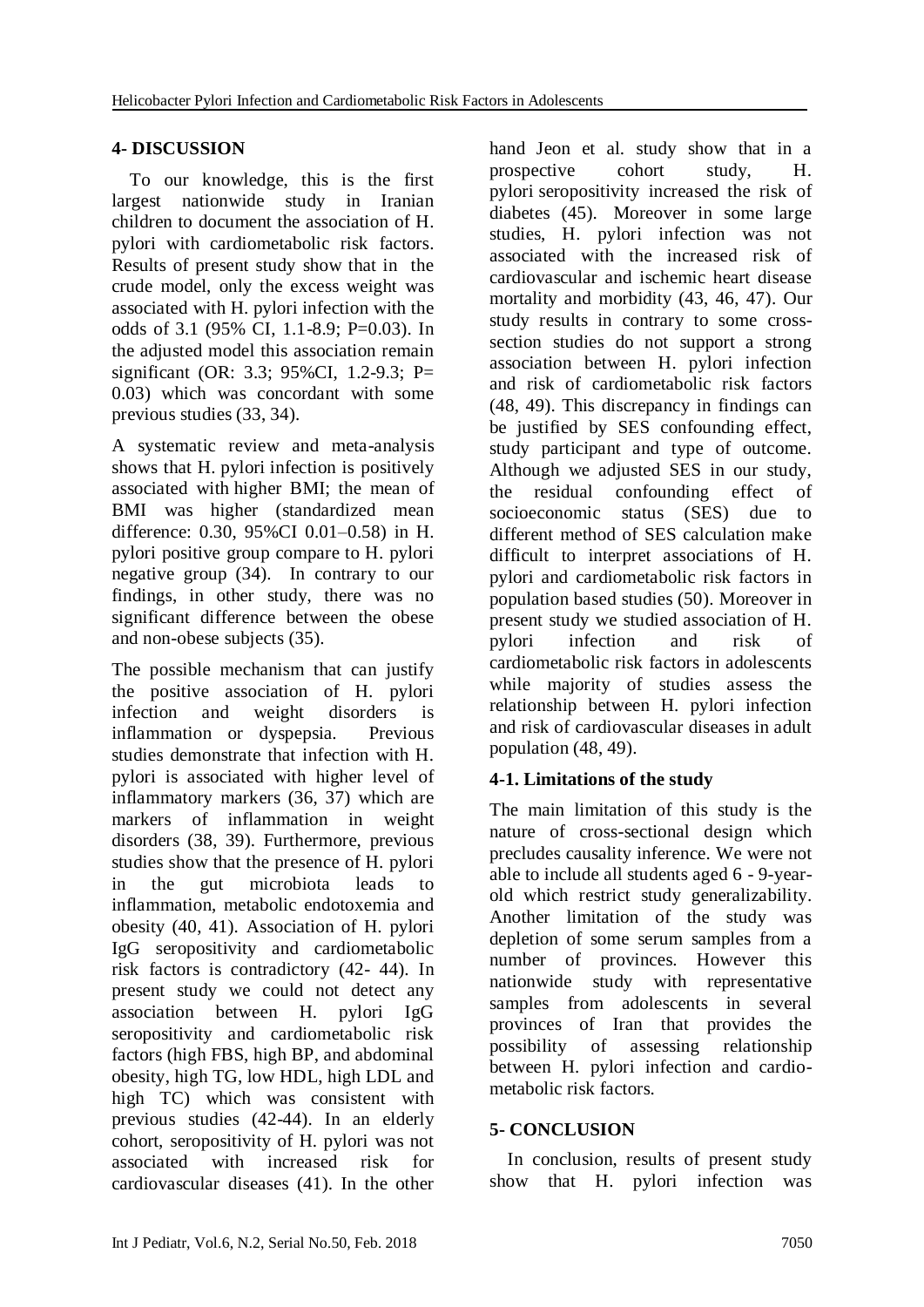## 4- DISCUSSION

To our knowledge, this is the first largest nationwide study in Iranian children to document the association of H. pylori with cardiometabolic risk factors. Results of present study show that in the crude model, only the excess weight was associated with H. pylori infection with the odds of 3.1 (95% CI, 1.1-8.9; P=0.03). In the adjusted model this association remain significant (OR: 3.3; 95%CI, 1.2-9.3; P= 0.03) which was concordant with some previous studies (33, 34).

A systematic review and meta-analysis shows that H. pylori infection is positively associated with higher BMI; the mean of BMI was higher (standardized mean difference: 0.30, 95%CI 0.01–0.58) in H. pylori positive group compare to H. pylori negative group (34). In contrary to our findings, in other study, there was no significant difference between the obese and non-obese subjects (35).

The possible mechanism that can justify the positive association of H. pylori infection and weight disorders is inflammation or dyspepsia. Previous studies demonstrate that infection with H. pylori is associated with higher level of inflammatory markers (36, 37) which are markers of inflammation in weight disorders (38, 39). Furthermore, previous studies show that the presence of H. pylori in the gut microbiota leads to inflammation, metabolic endotoxemia and obesity (40, 41). Association of H. pylori IgG seropositivity and cardiometabolic risk factors is contradictory (42- 44). In present study we could not detect any association between H. pylori IgG seropositivity and cardiometabolic risk factors (high FBS, high BP, and abdominal obesity, high TG, low HDL, high LDL and high TC) which was consistent with previous studies (42-44). In an elderly cohort, seropositivity of H. pylori was not associated with increased risk for cardiovascular diseases (41). In the other hand Jeon et al. study show that in a prospective cohort study, H. pylori seropositivity increased the risk of diabetes (45). Moreover in some large studies, H. pylori infection was not associated with the increased risk of cardiovascular and ischemic heart disease mortality and morbidity (43, 46, 47). Our study results in contrary to some cross-section studies do not support a strong association between H. pylori infection and risk of cardiometabolic risk factors (48, 49). This discrepancy in findings can be justified by SES confounding effect, study participant and type of outcome. Although we adjusted SES in our study, the residual confounding effect of socioeconomic status (SES) due to different method of SES calculation make difficult to interpret associations of H. pylori and cardiometabolic risk factors in population based studies (50). Moreover in present study we studied association of H. pylori infection and risk of cardiometabolic risk factors in adolescents while majority of studies assess the relationship between H. pylori infection and risk of cardiovascular diseases in adult population (48, 49).

### 4-1. Limitations of the study

The main limitation of this study is the nature of cross-sectional design which precludes causality inference. We were not able to include all students aged 6 - 9-year-old which restrict study generalizability. Another limitation of the study was depletion of some serum samples from a number of provinces. However this nationwide study with representative samples from adolescents in several provinces of Iran that provides the possibility of assessing relationship between H. pylori infection and cardio-metabolic risk factors.

## 5- CONCLUSION

In conclusion, results of present study show that H. pylori infection was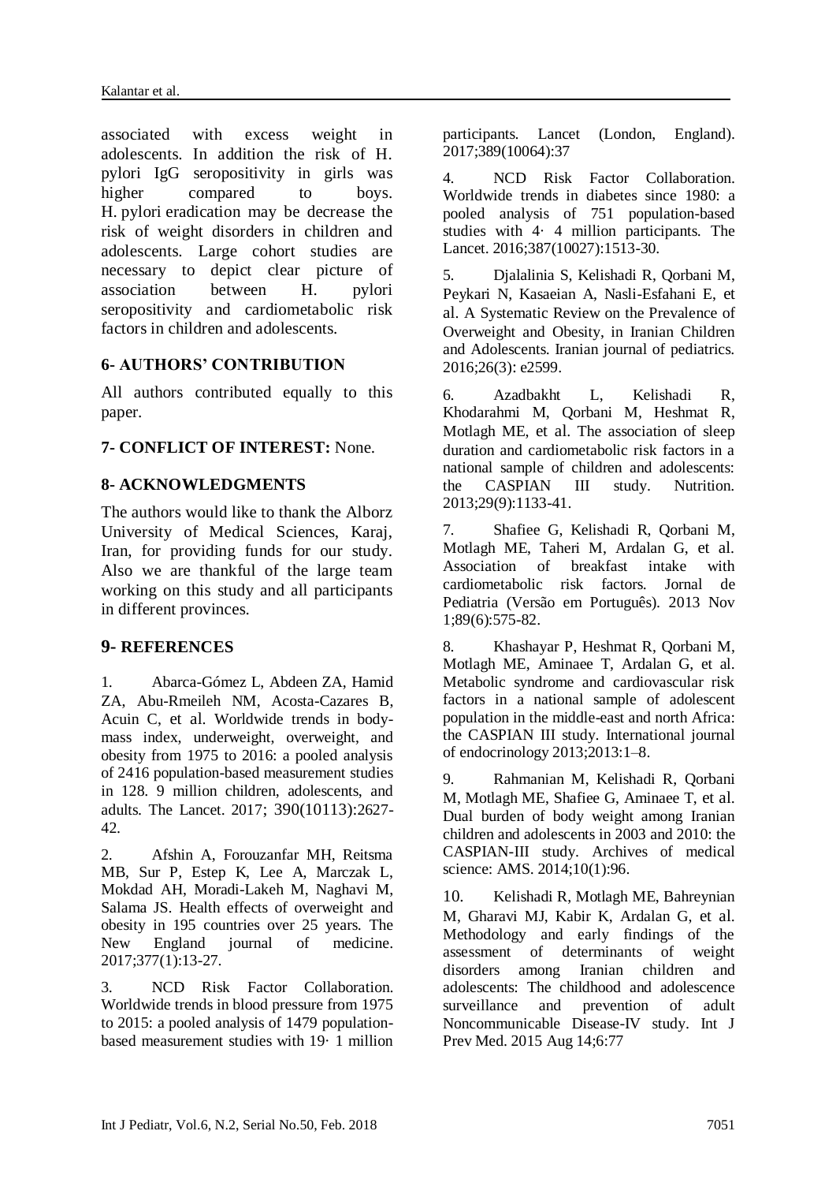associated with excess weight in adolescents. In addition the risk of H. pylori IgG seropositivity in girls was higher compared to boys. H. pylori eradication may be decrease the risk of weight disorders in children and adolescents. Large cohort studies are necessary to depict clear picture of association between H. pylori seropositivity and cardiometabolic risk factors in children and adolescents.

## 6- AUTHORS' CONTRIBUTION

All authors contributed equally to this paper.

## 7- CONFLICT OF INTEREST: None.

## 8- ACKNOWLEDGMENTS

The authors would like to thank the Alborz University of Medical Sciences, Karaj, Iran, for providing funds for our study. Also we are thankful of the large team working on this study and all participants in different provinces.

## 9- REFERENCES

1. Abarca-Gómez L, Abdeen ZA, Hamid ZA, Abu-Rmeileh NM, Acosta-Cazares B, Acuin C, et al. Worldwide trends in body-mass index, underweight, overweight, and obesity from 1975 to 2016: a pooled analysis of 2416 population-based measurement studies in 128. 9 million children, adolescents, and adults. The Lancet. 2017; 390(10113):2627-42.

2. Afshin A, Forouzanfar MH, Reitsma MB, Sur P, Estep K, Lee A, Marczak L, Mokdad AH, Moradi-Lakeh M, Naghavi M, Salama JS. Health effects of overweight and obesity in 195 countries over 25 years. The New England journal of medicine. 2017;377(1):13-27.

3. NCD Risk Factor Collaboration. Worldwide trends in blood pressure from 1975 to 2015: a pooled analysis of 1479 population-based measurement studies with 19· 1 million participants. Lancet (London, England). 2017;389(10064):37

4. NCD Risk Factor Collaboration. Worldwide trends in diabetes since 1980: a pooled analysis of 751 population-based studies with 4· 4 million participants. The Lancet. 2016;387(10027):1513-30.

5. Djalalinia S, Kelishadi R, Qorbani M, Peykari N, Kasaeian A, Nasli-Esfahani E, et al. A Systematic Review on the Prevalence of Overweight and Obesity, in Iranian Children and Adolescents. Iranian journal of pediatrics. 2016;26(3): e2599.

6. Azadbakht L, Kelishadi R, Khodarahmi M, Qorbani M, Heshmat R, Motlagh ME, et al. The association of sleep duration and cardiometabolic risk factors in a national sample of children and adolescents: the CASPIAN III study. Nutrition. 2013;29(9):1133-41.

7. Shafiee G, Kelishadi R, Qorbani M, Motlagh ME, Taheri M, Ardalan G, et al. Association of breakfast intake with cardiometabolic risk factors. Jornal de Pediatria (Versão em Português). 2013 Nov 1;89(6):575-82.

8. Khashayar P, Heshmat R, Qorbani M, Motlagh ME, Aminaee T, Ardalan G, et al. Metabolic syndrome and cardiovascular risk factors in a national sample of adolescent population in the middle-east and north Africa: the CASPIAN III study. International journal of endocrinology 2013;2013:1–8.

9. Rahmanian M, Kelishadi R, Qorbani M, Motlagh ME, Shafiee G, Aminaee T, et al. Dual burden of body weight among Iranian children and adolescents in 2003 and 2010: the CASPIAN-III study. Archives of medical science: AMS. 2014;10(1):96.

10. Kelishadi R, Motlagh ME, Bahreynian M, Gharavi MJ, Kabir K, Ardalan G, et al. Methodology and early findings of the assessment of determinants of weight disorders among Iranian children and adolescents: The childhood and adolescence surveillance and prevention of adult Noncommunicable Disease-IV study. Int J Prev Med. 2015 Aug 14;6:77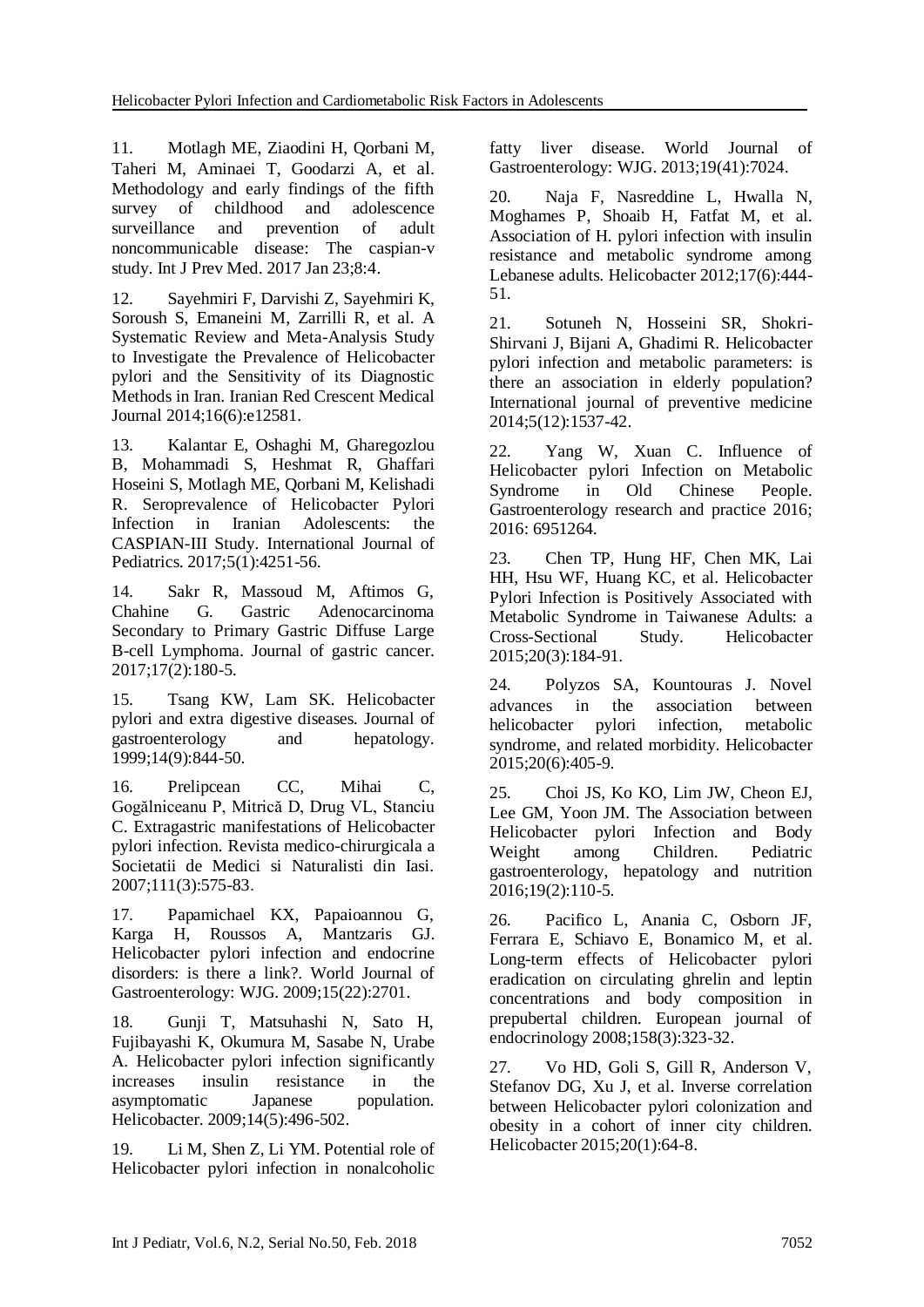11. Motlagh ME, Ziaodini H, Qorbani M, Taheri M, Aminaei T, Goodarzi A, et al. Methodology and early findings of the fifth survey of childhood and adolescence surveillance and prevention of adult noncommunicable disease: The caspian-v study. Int J Prev Med. 2017 Jan 23;8:4.

12. Sayehmiri F, Darvishi Z, Sayehmiri K, Soroush S, Emaneini M, Zarrilli R, et al. A Systematic Review and Meta-Analysis Study to Investigate the Prevalence of Helicobacter pylori and the Sensitivity of its Diagnostic Methods in Iran. Iranian Red Crescent Medical Journal 2014;16(6):e12581.

13. Kalantar E, Oshaghi M, Gharegozlou B, Mohammadi S, Heshmat R, Ghaffari Hoseini S, Motlagh ME, Qorbani M, Kelishadi R. Seroprevalence of Helicobacter Pylori Infection in Iranian Adolescents: the CASPIAN-III Study. International Journal of Pediatrics. 2017;5(1):4251-56.

14. Sakr R, Massoud M, Aftimos G, Chahine G. Gastric Adenocarcinoma Secondary to Primary Gastric Diffuse Large B-cell Lymphoma. Journal of gastric cancer. 2017;17(2):180-5.

15. Tsang KW, Lam SK. Helicobacter pylori and extra digestive diseases. Journal of gastroenterology and hepatology. 1999;14(9):844-50.

16. Prelipcean CC, Mihai C, Gogălniceanu P, Mitrică D, Drug VL, Stanciu C. Extragastric manifestations of Helicobacter pylori infection. Revista medico-chirurgicala a Societatii de Medici si Naturalisti din Iasi. 2007;111(3):575-83.

17. Papamichael KX, Papaioannou G, Karga H, Roussos A, Mantzaris GJ. Helicobacter pylori infection and endocrine disorders: is there a link?. World Journal of Gastroenterology: WJG. 2009;15(22):2701.

18. Gunji T, Matsuhashi N, Sato H, Fujibayashi K, Okumura M, Sasabe N, Urabe A. Helicobacter pylori infection significantly increases insulin resistance in the asymptomatic Japanese population. Helicobacter. 2009;14(5):496-502.

19. Li M, Shen Z, Li YM. Potential role of Helicobacter pylori infection in nonalcoholic fatty liver disease. World Journal of Gastroenterology: WJG. 2013;19(41):7024.

20. Naja F, Nasreddine L, Hwalla N, Moghames P, Shoaib H, Fatfat M, et al. Association of H. pylori infection with insulin resistance and metabolic syndrome among Lebanese adults. Helicobacter 2012;17(6):444-51.

21. Sotuneh N, Hosseini SR, Shokri-Shirvani J, Bijani A, Ghadimi R. Helicobacter pylori infection and metabolic parameters: is there an association in elderly population? International journal of preventive medicine 2014;5(12):1537-42.

22. Yang W, Xuan C. Influence of Helicobacter pylori Infection on Metabolic Syndrome in Old Chinese People. Gastroenterology research and practice 2016; 2016: 6951264.

23. Chen TP, Hung HF, Chen MK, Lai HH, Hsu WF, Huang KC, et al. Helicobacter Pylori Infection is Positively Associated with Metabolic Syndrome in Taiwanese Adults: a Cross-Sectional Study. Helicobacter 2015;20(3):184-91.

24. Polyzos SA, Kountouras J. Novel advances in the association between helicobacter pylori infection, metabolic syndrome, and related morbidity. Helicobacter 2015;20(6):405-9.

25. Choi JS, Ko KO, Lim JW, Cheon EJ, Lee GM, Yoon JM. The Association between Helicobacter pylori Infection and Body Weight among Children. Pediatric gastroenterology, hepatology and nutrition 2016;19(2):110-5.

26. Pacifico L, Anania C, Osborn JF, Ferrara E, Schiavo E, Bonamico M, et al. Long-term effects of Helicobacter pylori eradication on circulating ghrelin and leptin concentrations and body composition in prepubertal children. European journal of endocrinology 2008;158(3):323-32.

27. Vo HD, Goli S, Gill R, Anderson V, Stefanov DG, Xu J, et al. Inverse correlation between Helicobacter pylori colonization and obesity in a cohort of inner city children. Helicobacter 2015;20(1):64-8.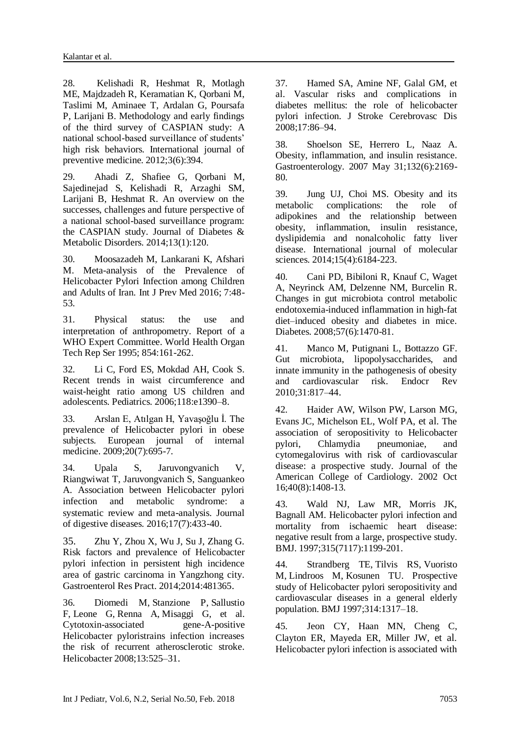28. Kelishadi R, Heshmat R, Motlagh ME, Majdzadeh R, Keramatian K, Qorbani M, Taslimi M, Aminaee T, Ardalan G, Poursafa P, Larijani B. Methodology and early findings of the third survey of CASPIAN study: A national school-based surveillance of students' high risk behaviors. International journal of preventive medicine. 2012;3(6):394.

29. Ahadi Z, Shafiee G, Qorbani M, Sajedinejad S, Kelishadi R, Arzaghi SM, Larijani B, Heshmat R. An overview on the successes, challenges and future perspective of a national school-based surveillance program: the CASPIAN study. Journal of Diabetes & Metabolic Disorders. 2014;13(1):120.

30. Moosazadeh M, Lankarani K, Afshari M. Meta-analysis of the Prevalence of Helicobacter Pylori Infection among Children and Adults of Iran. Int J Prev Med 2016; 7:48-53.

31. Physical status: the use and interpretation of anthropometry. Report of a WHO Expert Committee. World Health Organ Tech Rep Ser 1995; 854:161-262.

32. Li C, Ford ES, Mokdad AH, Cook S. Recent trends in waist circumference and waist-height ratio among US children and adolescents. Pediatrics. 2006;118:e1390–8.

33. Arslan E, Atılgan H, Yavaşoğlu İ. The prevalence of Helicobacter pylori in obese subjects. European journal of internal medicine. 2009;20(7):695-7.

34. Upala S, Jaruvongvanich V, Riangwiwat T, Jaruvongvanich S, Sanguankeo A. Association between Helicobacter pylori infection and metabolic syndrome: a systematic review and meta-analysis. Journal of digestive diseases. 2016;17(7):433-40.

35. Zhu Y, Zhou X, Wu J, Su J, Zhang G. Risk factors and prevalence of Helicobacter pylori infection in persistent high incidence area of gastric carcinoma in Yangzhong city. Gastroenterol Res Pract. 2014;2014:481365.

36. Diomedi M, Stanzione P, Sallustio F, Leone G, Renna A, Misaggi G, et al. Cytotoxin-associated gene-A-positive Helicobacter pyloristrains infection increases the risk of recurrent atherosclerotic stroke. Helicobacter 2008;13:525–31.

37. Hamed SA, Amine NF, Galal GM, et al. Vascular risks and complications in diabetes mellitus: the role of helicobacter pylori infection. J Stroke Cerebrovasc Dis 2008;17:86–94.

38. Shoelson SE, Herrero L, Naaz A. Obesity, inflammation, and insulin resistance. Gastroenterology. 2007 May 31;132(6):2169-80.

39. Jung UJ, Choi MS. Obesity and its metabolic complications: the role of adipokines and the relationship between obesity, inflammation, insulin resistance, dyslipidemia and nonalcoholic fatty liver disease. International journal of molecular sciences. 2014;15(4):6184-223.

40. Cani PD, Bibiloni R, Knauf C, Waget A, Neyrinck AM, Delzenne NM, Burcelin R. Changes in gut microbiota control metabolic endotoxemia-induced inflammation in high-fat diet–induced obesity and diabetes in mice. Diabetes. 2008;57(6):1470-81.

41. Manco M, Putignani L, Bottazzo GF. Gut microbiota, lipopolysaccharides, and innate immunity in the pathogenesis of obesity and cardiovascular risk. Endocr Rev 2010;31:817–44.

42. Haider AW, Wilson PW, Larson MG, Evans JC, Michelson EL, Wolf PA, et al. The association of seropositivity to Helicobacter pylori, Chlamydia pneumoniae, and cytomegalovirus with risk of cardiovascular disease: a prospective study. Journal of the American College of Cardiology. 2002 Oct 16;40(8):1408-13.

43. Wald NJ, Law MR, Morris JK, Bagnall AM. Helicobacter pylori infection and mortality from ischaemic heart disease: negative result from a large, prospective study. BMJ. 1997;315(7117):1199-201.

44. Strandberg TE, Tilvis RS, Vuoristo M, Lindroos M, Kosunen TU. Prospective study of Helicobacter pylori seropositivity and cardiovascular diseases in a general elderly population. BMJ 1997;314:1317–18.

45. Jeon CY, Haan MN, Cheng C, Clayton ER, Mayeda ER, Miller JW, et al. Helicobacter pylori infection is associated with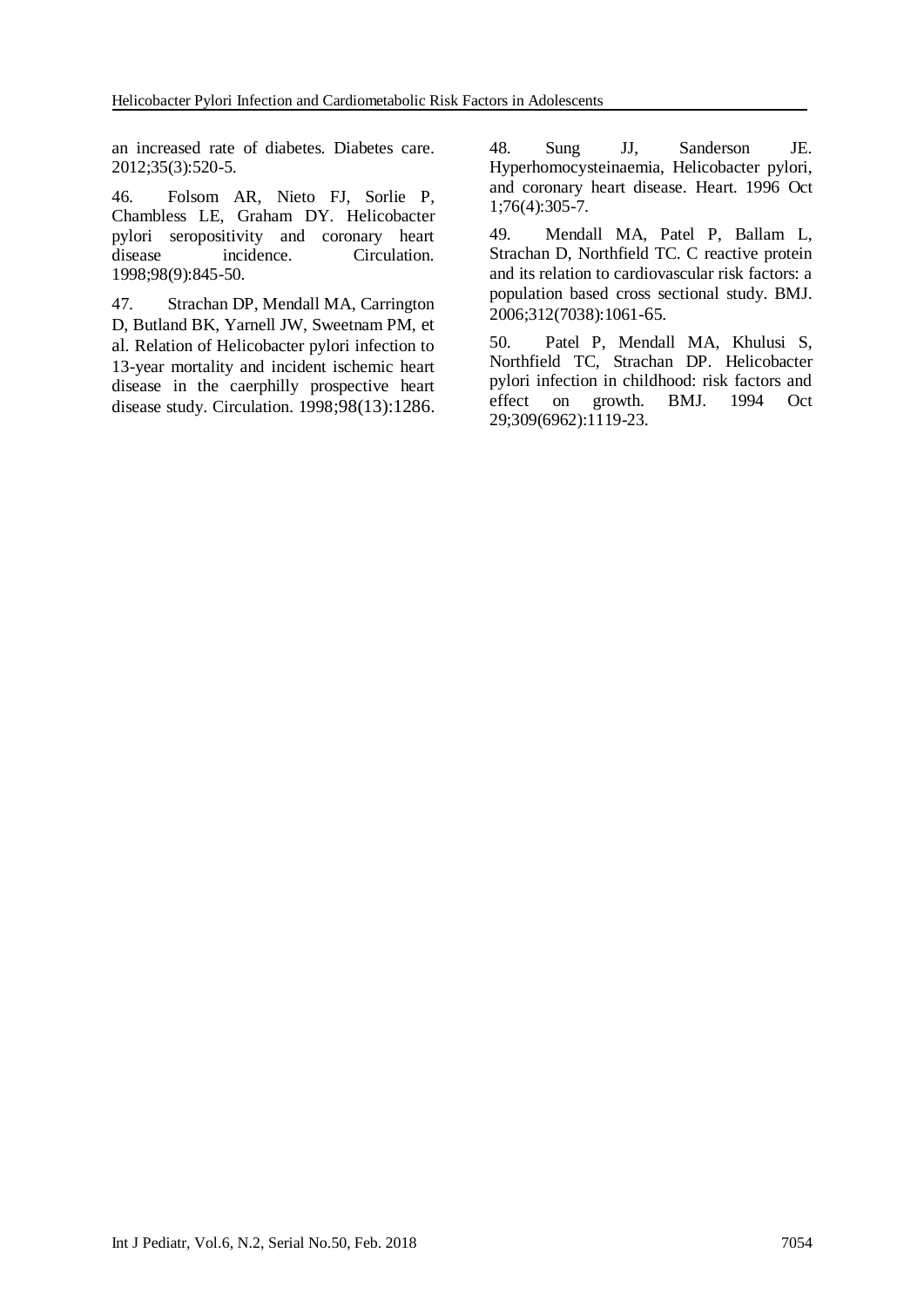an increased rate of diabetes. Diabetes care. 2012;35(3):520-5.

46. Folsom AR, Nieto FJ, Sorlie P, Chambless LE, Graham DY. Helicobacter pylori seropositivity and coronary heart disease incidence. Circulation. 1998;98(9):845-50.

47. Strachan DP, Mendall MA, Carrington D, Butland BK, Yarnell JW, Sweetnam PM, et al. Relation of Helicobacter pylori infection to 13-year mortality and incident ischemic heart disease in the caerphilly prospective heart disease study. Circulation. 1998;98(13):1286.

48. Sung JJ, Sanderson JE. Hyperhomocysteinaemia, Helicobacter pylori, and coronary heart disease. Heart. 1996 Oct 1;76(4):305-7.

49. Mendall MA, Patel P, Ballam L, Strachan D, Northfield TC. C reactive protein and its relation to cardiovascular risk factors: a population based cross sectional study. BMJ. 2006;312(7038):1061-65.

50. Patel P, Mendall MA, Khulusi S, Northfield TC, Strachan DP. Helicobacter pylori infection in childhood: risk factors and effect on growth. BMJ. 1994 Oct 29;309(6962):1119-23.